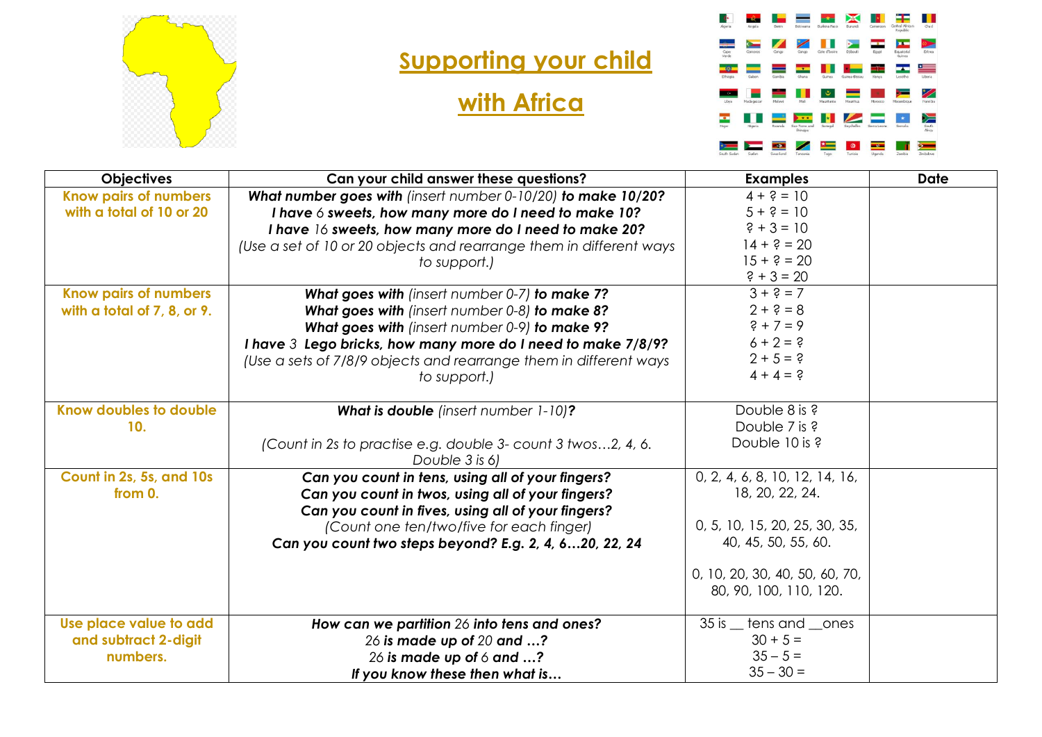# Supporting your child with Africa

| Objectives | Can your child answer these questions? | Examples | Date |
| --- | --- | --- | --- |
| **Know pairs of numbers with a total of 10 or 20** | ***What number goes with*** *(insert number 0-10/20)* ***to make 10/20?***<br>***I have*** *6* ***sweets, how many more do I need to make 10?***<br>***I have*** *16* ***sweets, how many more do I need to make 20?***<br>*(Use a set of 10 or 20 objects and rearrange them in different ways to support.)* | 4 + ? = 10<br>5 + ? = 10<br>? + 3 = 10<br>14 + ? = 20<br>15 + ? = 20<br>? + 3 = 20 | |
| **Know pairs of numbers with a total of 7, 8, or 9.** | ***What goes with*** *(insert number 0-7)* ***to make 7?***<br>***What goes with*** *(insert number 0-8)* ***to make 8?***<br>***What goes with*** *(insert number 0-9)* ***to make 9?***<br>***I have*** *3* ***Lego bricks, how many more do I need to make 7/8/9?***<br>*(Use a sets of 7/8/9 objects and rearrange them in different ways to support.)* | 3 + ? = 7<br>2 + ? = 8<br>? + 7 = 9<br>6 + 2 = ?<br>2 + 5 = ?<br>4 + 4 = ? | |
| **Know doubles to double 10.** | ***What is double*** *(insert number 1-10)****?***<br><br>*(Count in 2s to practise e.g. double 3- count 3 twos…2, 4, 6. Double 3 is 6)* | Double 8 is ?<br>Double 7 is ?<br>Double 10 is ? | |
| **Count in 2s, 5s, and 10s from 0.** | ***Can you count in tens, using all of your fingers?***<br>***Can you count in twos, using all of your fingers?***<br>***Can you count in fives, using all of your fingers?***<br>*(Count one ten/two/five for each finger)*<br>***Can you count two steps beyond? E.g. 2, 4, 6…20, 22, 24*** | 0, 2, 4, 6, 8, 10, 12, 14, 16, 18, 20, 22, 24.<br><br>0, 5, 10, 15, 20, 25, 30, 35, 40, 45, 50, 55, 60.<br><br>0, 10, 20, 30, 40, 50, 60, 70, 80, 90, 100, 110, 120. | |
| **Use place value to add and subtract 2-digit numbers.** | ***How can we partition*** *26* ***into tens and ones?***<br>*26* ***is made up of*** *20* ***and …?***<br>*26* ***is made up of*** *6* ***and …?***<br>***If you know these then what is…*** | 35 is __ tens and __ones<br>30 + 5 =<br>35 – 5 =<br>35 – 30 = | |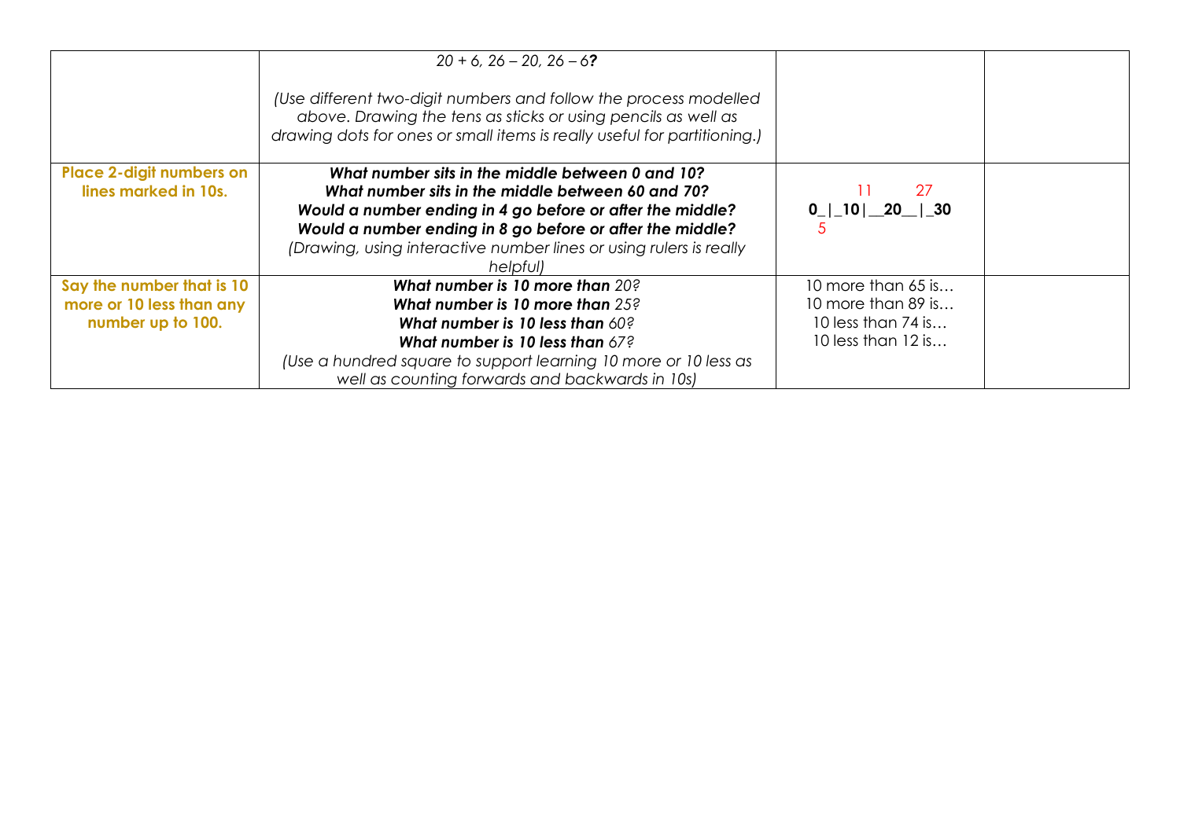| | | | |
|---|---|---|---|
| | 20 + 6, 26 – 20, 26 – 6**?**<br><br>*(Use different two-digit numbers and follow the process modelled above. Drawing the tens as sticks or using pencils as well as drawing dots for ones or small items is really useful for partitioning.)* | | |
| **Place 2-digit numbers on lines marked in 10s.** | ***What number sits in the middle between 0 and 10?***<br>***What number sits in the middle between 60 and 70?***<br>***Would a number ending in 4 go before or after the middle?***<br>***Would a number ending in 8 go before or after the middle?***<br>*(Drawing, using interactive number lines or using rulers is really helpful)* | 11 27<br>**0_\|_10\|__20__\|_30**<br>5 | |
| **Say the number that is 10 more or 10 less than any number up to 100.** | ***What number is 10 more than*** *20?*<br>***What number is 10 more than*** *25?*<br>***What number is 10 less than*** *60?*<br>***What number is 10 less than*** *67?*<br>*(Use a hundred square to support learning 10 more or 10 less as well as counting forwards and backwards in 10s)* | 10 more than 65 is…<br>10 more than 89 is…<br>10 less than 74 is…<br>10 less than 12 is… | |